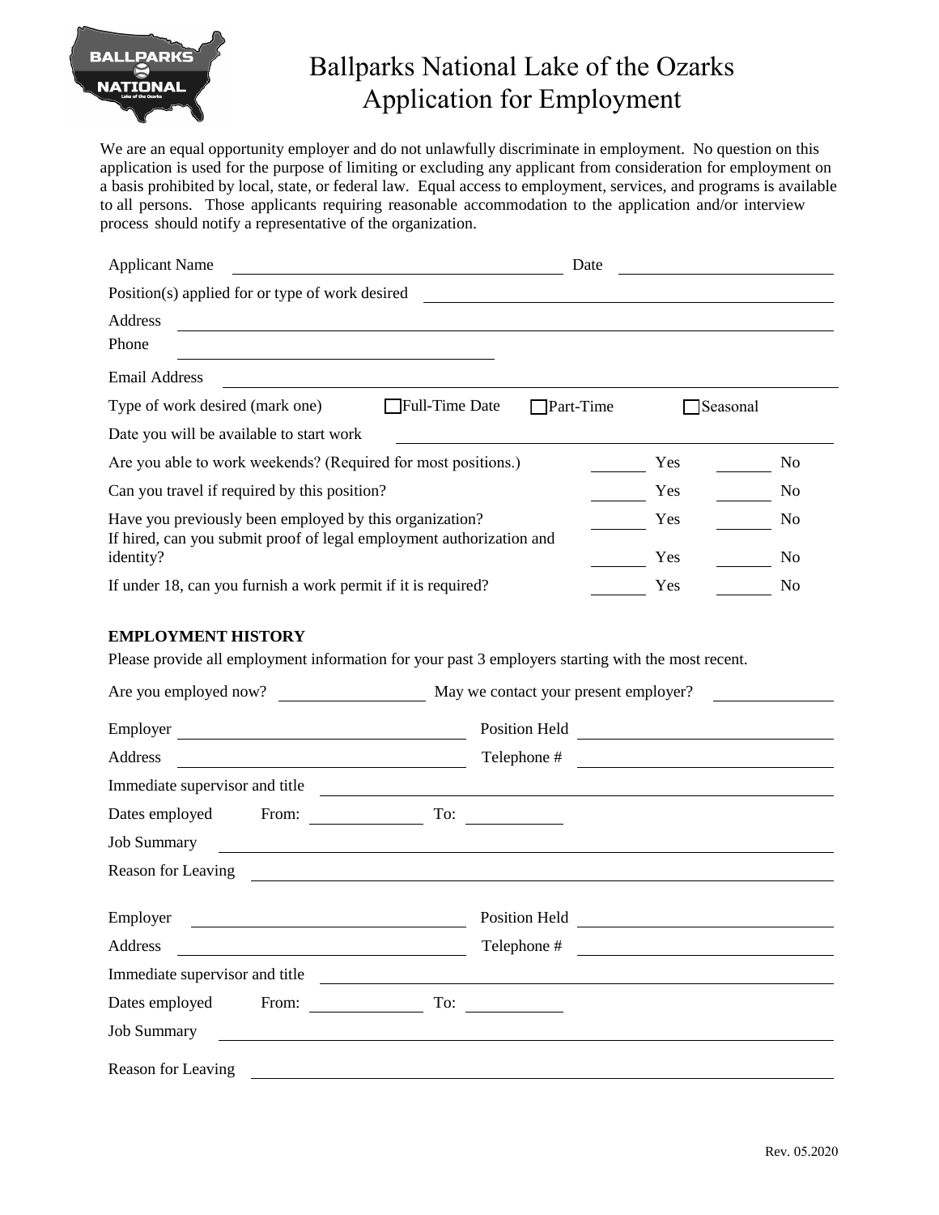# Ballparks National Lake of the Ozarks
## Application for Employment

We are an equal opportunity employer and do not unlawfully discriminate in employment. No question on this application is used for the purpose of limiting or excluding any applicant from consideration for employment on a basis prohibited by local, state, or federal law. Equal access to employment, services, and programs is available to all persons. Those applicants requiring reasonable accommodation to the application and/or interview process should notify a representative of the organization.

Applicant Name ______________________ Date ______________

Position(s) applied for or type of work desired ______________________

Address ______________________

Phone ______________________

Email Address ______________________

Type of work desired (mark one) ☐ Full-Time Date ☐ Part-Time ☐ Seasonal

Date you will be available to start work ______________________

| | | |
|---|---|---|
| Are you able to work weekends? (Required for most positions.) | ______ Yes | ______ No |
| Can you travel if required by this position? | ______ Yes | ______ No |
| Have you previously been employed by this organization? | ______ Yes | ______ No |
| If hired, can you submit proof of legal employment authorization and identity? | ______ Yes | ______ No |
| If under 18, can you furnish a work permit if it is required? | ______ Yes | ______ No |

**EMPLOYMENT HISTORY**

Please provide all employment information for your past 3 employers starting with the most recent.

Are you employed now? ______________ May we contact your present employer? ______________

Employer ______________________ Position Held ______________________

Address ______________________ Telephone # ______________________

Immediate supervisor and title ______________________

Dates employed From: ____________ To: ____________

Job Summary ______________________

Reason for Leaving ______________________

Employer ______________________ Position Held ______________________

Address ______________________ Telephone # ______________________

Immediate supervisor and title ______________________

Dates employed From: ____________ To: ____________

Job Summary ______________________

Reason for Leaving ______________________

Rev. 05.2020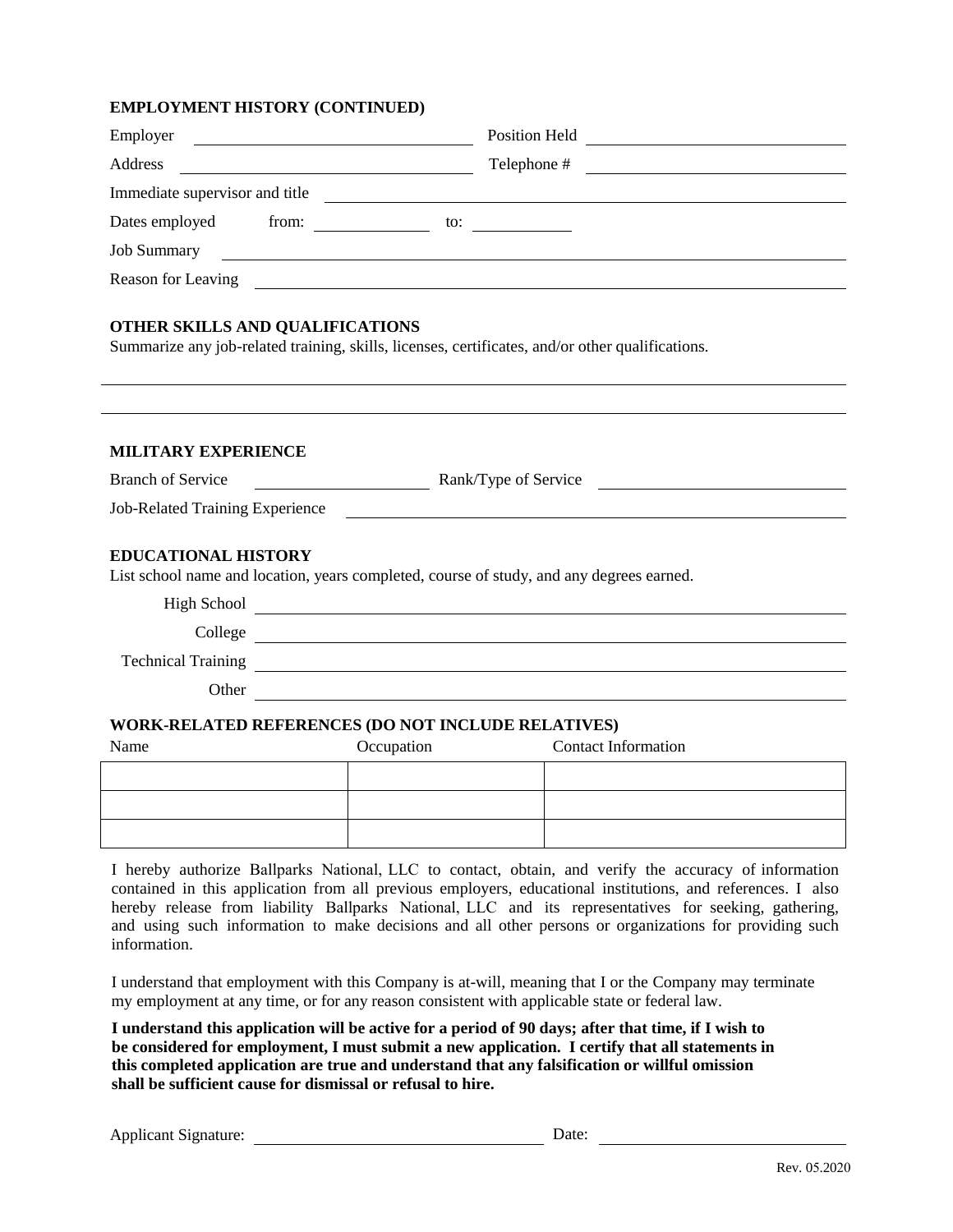## EMPLOYMENT HISTORY (CONTINUED)

Employer \_\_\_\_\_\_\_\_\_\_\_\_\_\_\_\_\_\_\_\_ Position Held \_\_\_\_\_\_\_\_\_\_\_\_\_\_\_\_\_\_\_\_

Address \_\_\_\_\_\_\_\_\_\_\_\_\_\_\_\_\_\_\_\_ Telephone # \_\_\_\_\_\_\_\_\_\_\_\_\_\_\_\_\_\_\_\_

Immediate supervisor and title \_\_\_\_\_\_\_\_\_\_\_\_\_\_\_\_\_\_\_\_

Dates employed from: \_\_\_\_\_\_\_\_\_\_ to: \_\_\_\_\_\_\_\_\_\_

Job Summary \_\_\_\_\_\_\_\_\_\_\_\_\_\_\_\_\_\_\_\_

Reason for Leaving \_\_\_\_\_\_\_\_\_\_\_\_\_\_\_\_\_\_\_\_

## OTHER SKILLS AND QUALIFICATIONS

Summarize any job-related training, skills, licenses, certificates, and/or other qualifications.

\_\_\_\_\_\_\_\_\_\_\_\_\_\_\_\_\_\_\_\_\_\_\_\_\_\_\_\_\_\_\_\_\_\_\_\_\_\_\_\_

\_\_\_\_\_\_\_\_\_\_\_\_\_\_\_\_\_\_\_\_\_\_\_\_\_\_\_\_\_\_\_\_\_\_\_\_\_\_\_\_

## MILITARY EXPERIENCE

Branch of Service \_\_\_\_\_\_\_\_\_\_\_\_\_\_\_\_\_\_\_\_ Rank/Type of Service \_\_\_\_\_\_\_\_\_\_\_\_\_\_\_\_\_\_\_\_

Job-Related Training Experience \_\_\_\_\_\_\_\_\_\_\_\_\_\_\_\_\_\_\_\_

## EDUCATIONAL HISTORY

List school name and location, years completed, course of study, and any degrees earned.

High School \_\_\_\_\_\_\_\_\_\_\_\_\_\_\_\_\_\_\_\_

College \_\_\_\_\_\_\_\_\_\_\_\_\_\_\_\_\_\_\_\_

Technical Training \_\_\_\_\_\_\_\_\_\_\_\_\_\_\_\_\_\_\_\_

Other \_\_\_\_\_\_\_\_\_\_\_\_\_\_\_\_\_\_\_\_

## WORK-RELATED REFERENCES (DO NOT INCLUDE RELATIVES)

| Name | Occupation | Contact Information |
|---|---|---|
| | | |
| | | |
| | | |

I hereby authorize Ballparks National, LLC to contact, obtain, and verify the accuracy of information contained in this application from all previous employers, educational institutions, and references. I also hereby release from liability Ballparks National, LLC and its representatives for seeking, gathering, and using such information to make decisions and all other persons or organizations for providing such information.

I understand that employment with this Company is at-will, meaning that I or the Company may terminate my employment at any time, or for any reason consistent with applicable state or federal law.

**I understand this application will be active for a period of 90 days; after that time, if I wish to be considered for employment, I must submit a new application. I certify that all statements in this completed application are true and understand that any falsification or willful omission shall be sufficient cause for dismissal or refusal to hire.**

Applicant Signature: \_\_\_\_\_\_\_\_\_\_\_\_\_\_\_\_\_\_\_\_ Date: \_\_\_\_\_\_\_\_\_\_\_\_\_\_\_\_\_\_\_\_

Rev. 05.2020